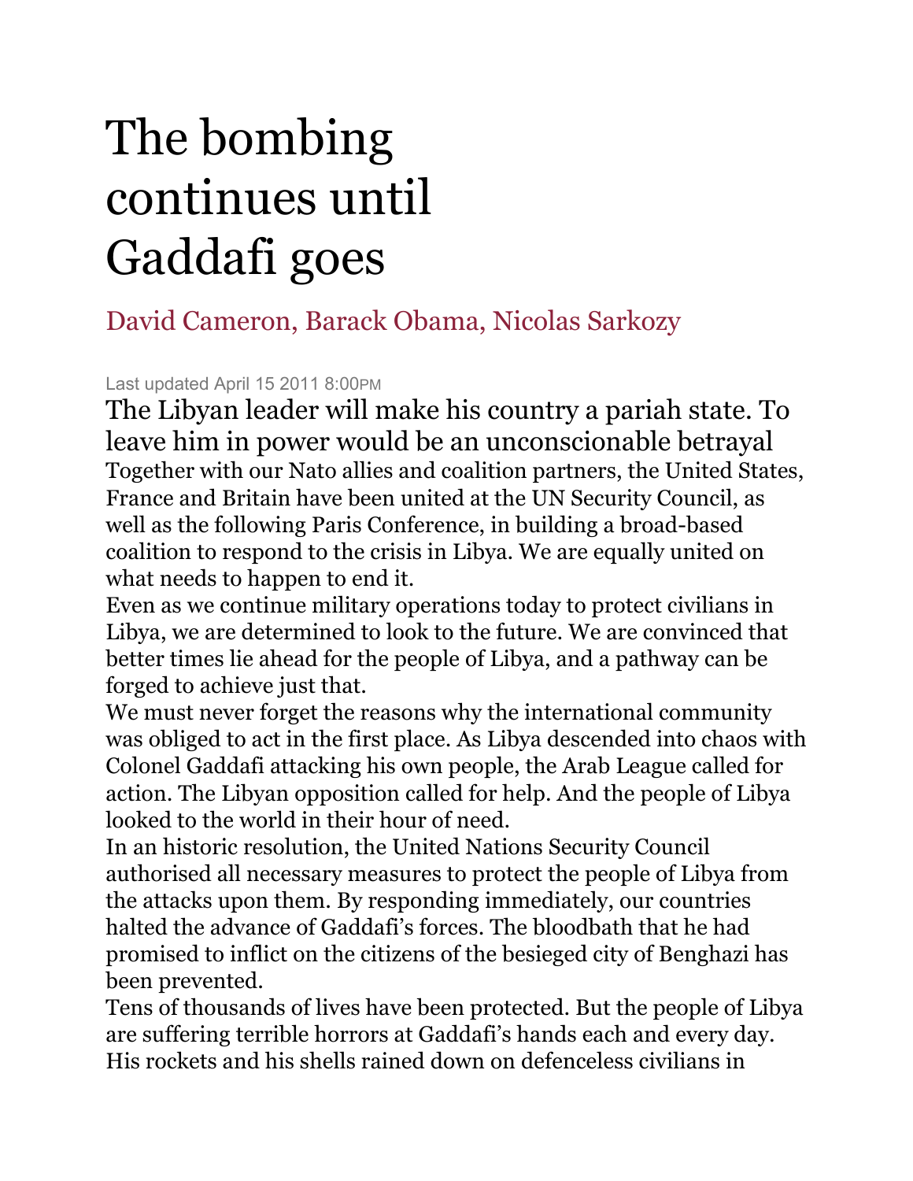# The bombing continues until Gaddafi goes

David Cameron, Barack Obama, Nicolas Sarkozy

Last updated April 15 2011 8:00PM

## The Libyan leader will make his country a pariah state. To leave him in power would be an unconscionable betrayal

Together with our Nato allies and coalition partners, the United States, France and Britain have been united at the UN Security Council, as well as the following Paris Conference, in building a broad-based coalition to respond to the crisis in Libya. We are equally united on what needs to happen to end it.

Even as we continue military operations today to protect civilians in Libya, we are determined to look to the future. We are convinced that better times lie ahead for the people of Libya, and a pathway can be forged to achieve just that.

We must never forget the reasons why the international community was obliged to act in the first place. As Libya descended into chaos with Colonel Gaddafi attacking his own people, the Arab League called for action. The Libyan opposition called for help. And the people of Libya looked to the world in their hour of need.

In an historic resolution, the United Nations Security Council authorised all necessary measures to protect the people of Libya from the attacks upon them. By responding immediately, our countries halted the advance of Gaddafi's forces. The bloodbath that he had promised to inflict on the citizens of the besieged city of Benghazi has been prevented.

Tens of thousands of lives have been protected. But the people of Libya are suffering terrible horrors at Gaddafi's hands each and every day. His rockets and his shells rained down on defenceless civilians in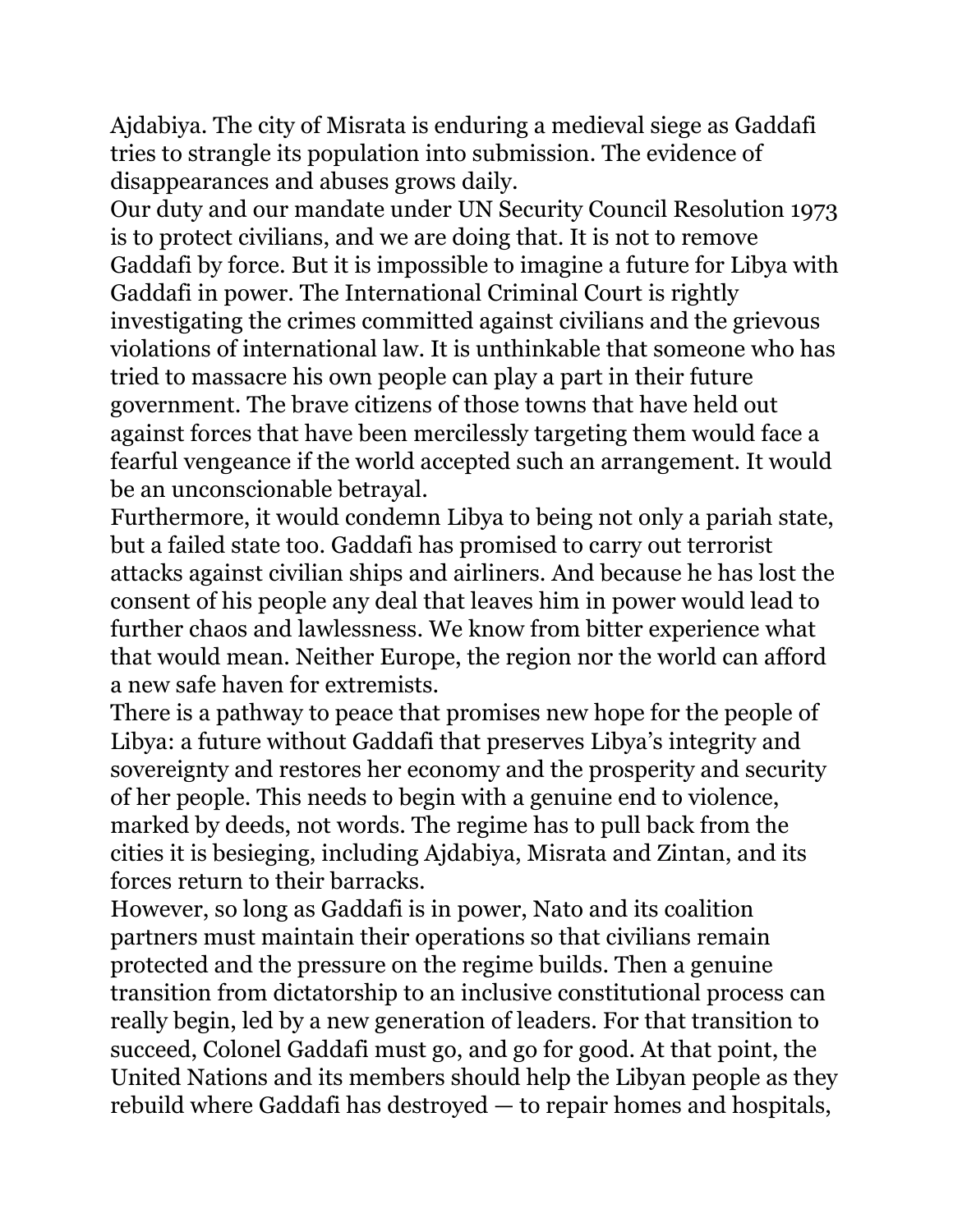Ajdabiya. The city of Misrata is enduring a medieval siege as Gaddafi tries to strangle its population into submission. The evidence of disappearances and abuses grows daily.

Our duty and our mandate under UN Security Council Resolution 1973 is to protect civilians, and we are doing that. It is not to remove Gaddafi by force. But it is impossible to imagine a future for Libya with Gaddafi in power. The International Criminal Court is rightly investigating the crimes committed against civilians and the grievous violations of international law. It is unthinkable that someone who has tried to massacre his own people can play a part in their future government. The brave citizens of those towns that have held out against forces that have been mercilessly targeting them would face a fearful vengeance if the world accepted such an arrangement. It would be an unconscionable betrayal.

Furthermore, it would condemn Libya to being not only a pariah state, but a failed state too. Gaddafi has promised to carry out terrorist attacks against civilian ships and airliners. And because he has lost the consent of his people any deal that leaves him in power would lead to further chaos and lawlessness. We know from bitter experience what that would mean. Neither Europe, the region nor the world can afford a new safe haven for extremists.

There is a pathway to peace that promises new hope for the people of Libya: a future without Gaddafi that preserves Libya's integrity and sovereignty and restores her economy and the prosperity and security of her people. This needs to begin with a genuine end to violence, marked by deeds, not words. The regime has to pull back from the cities it is besieging, including Ajdabiya, Misrata and Zintan, and its forces return to their barracks.

However, so long as Gaddafi is in power, Nato and its coalition partners must maintain their operations so that civilians remain protected and the pressure on the regime builds. Then a genuine transition from dictatorship to an inclusive constitutional process can really begin, led by a new generation of leaders. For that transition to succeed, Colonel Gaddafi must go, and go for good. At that point, the United Nations and its members should help the Libyan people as they rebuild where Gaddafi has destroyed — to repair homes and hospitals,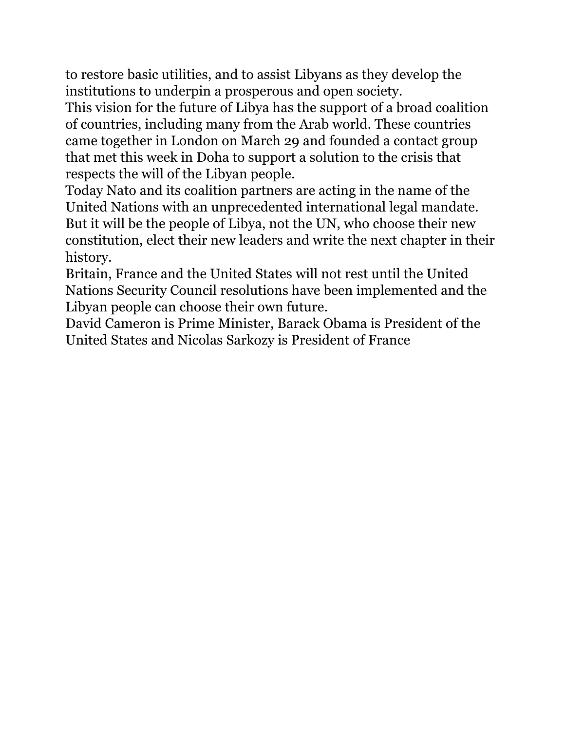to restore basic utilities, and to assist Libyans as they develop the institutions to underpin a prosperous and open society.

This vision for the future of Libya has the support of a broad coalition of countries, including many from the Arab world. These countries came together in London on March 29 and founded a contact group that met this week in Doha to support a solution to the crisis that respects the will of the Libyan people.

Today Nato and its coalition partners are acting in the name of the United Nations with an unprecedented international legal mandate. But it will be the people of Libya, not the UN, who choose their new constitution, elect their new leaders and write the next chapter in their history.

Britain, France and the United States will not rest until the United Nations Security Council resolutions have been implemented and the Libyan people can choose their own future.

David Cameron is Prime Minister, Barack Obama is President of the United States and Nicolas Sarkozy is President of France